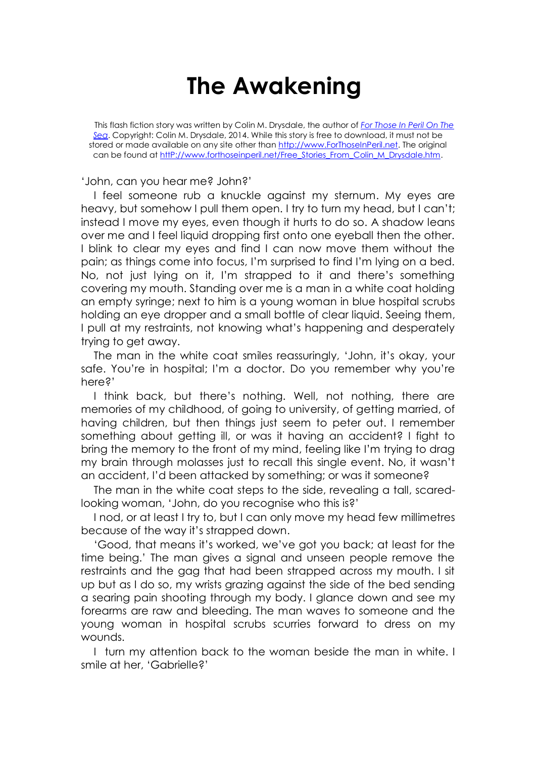# The Awakening

This flash fiction story was written by Colin M. Drysdale, the author of [*For Those In Peril On The Sea*](http://www.ForThoseInPeril.net). Copyright: Colin M. Drysdale, 2014. While this story is free to download, it must not be stored or made available on any site other than [http://www.ForThoseInPeril.net](http://www.ForThoseInPeril.net). The original can be found at [httP://www.forthoseinperil.net/Free_Stories_From_Colin_M_Drysdale.htm](httP://www.forthoseinperil.net/Free_Stories_From_Colin_M_Drysdale.htm).

'John, can you hear me? John?'

I feel someone rub a knuckle against my sternum. My eyes are heavy, but somehow I pull them open. I try to turn my head, but I can't; instead I move my eyes, even though it hurts to do so. A shadow leans over me and I feel liquid dropping first onto one eyeball then the other. I blink to clear my eyes and find I can now move them without the pain; as things come into focus, I'm surprised to find I'm lying on a bed. No, not just lying on it, I'm strapped to it and there's something covering my mouth. Standing over me is a man in a white coat holding an empty syringe; next to him is a young woman in blue hospital scrubs holding an eye dropper and a small bottle of clear liquid. Seeing them, I pull at my restraints, not knowing what's happening and desperately trying to get away.

The man in the white coat smiles reassuringly, 'John, it's okay, your safe. You're in hospital; I'm a doctor. Do you remember why you're here?'

I think back, but there's nothing. Well, not nothing, there are memories of my childhood, of going to university, of getting married, of having children, but then things just seem to peter out. I remember something about getting ill, or was it having an accident? I fight to bring the memory to the front of my mind, feeling like I'm trying to drag my brain through molasses just to recall this single event. No, it wasn't an accident, I'd been attacked by something; or was it someone?

The man in the white coat steps to the side, revealing a tall, scared-looking woman, 'John, do you recognise who this is?'

I nod, or at least I try to, but I can only move my head few millimetres because of the way it's strapped down.

'Good, that means it's worked, we've got you back; at least for the time being.' The man gives a signal and unseen people remove the restraints and the gag that had been strapped across my mouth. I sit up but as I do so, my wrists grazing against the side of the bed sending a searing pain shooting through my body. I glance down and see my forearms are raw and bleeding. The man waves to someone and the young woman in hospital scrubs scurries forward to dress on my wounds.

I turn my attention back to the woman beside the man in white. I smile at her, 'Gabrielle?'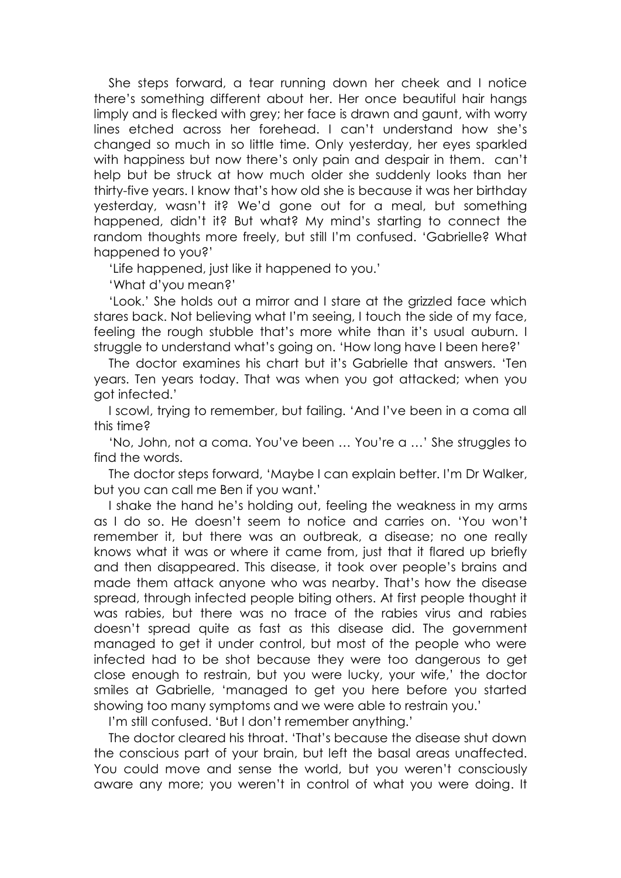She steps forward, a tear running down her cheek and I notice there's something different about her. Her once beautiful hair hangs limply and is flecked with grey; her face is drawn and gaunt, with worry lines etched across her forehead. I can't understand how she's changed so much in so little time. Only yesterday, her eyes sparkled with happiness but now there's only pain and despair in them. can't help but be struck at how much older she suddenly looks than her thirty-five years. I know that's how old she is because it was her birthday yesterday, wasn't it? We'd gone out for a meal, but something happened, didn't it? But what? My mind's starting to connect the random thoughts more freely, but still I'm confused. 'Gabrielle? What happened to you?'

'Life happened, just like it happened to you.'

'What d'you mean?'

'Look.' She holds out a mirror and I stare at the grizzled face which stares back. Not believing what I'm seeing, I touch the side of my face, feeling the rough stubble that's more white than it's usual auburn. I struggle to understand what's going on. 'How long have I been here?'

The doctor examines his chart but it's Gabrielle that answers. 'Ten years. Ten years today. That was when you got attacked; when you got infected.'

I scowl, trying to remember, but failing. 'And I've been in a coma all this time?

'No, John, not a coma. You've been … You're a …' She struggles to find the words.

The doctor steps forward, 'Maybe I can explain better. I'm Dr Walker, but you can call me Ben if you want.'

I shake the hand he's holding out, feeling the weakness in my arms as I do so. He doesn't seem to notice and carries on. 'You won't remember it, but there was an outbreak, a disease; no one really knows what it was or where it came from, just that it flared up briefly and then disappeared. This disease, it took over people's brains and made them attack anyone who was nearby. That's how the disease spread, through infected people biting others. At first people thought it was rabies, but there was no trace of the rabies virus and rabies doesn't spread quite as fast as this disease did. The government managed to get it under control, but most of the people who were infected had to be shot because they were too dangerous to get close enough to restrain, but you were lucky, your wife,' the doctor smiles at Gabrielle, 'managed to get you here before you started showing too many symptoms and we were able to restrain you.'

I'm still confused. 'But I don't remember anything.'

The doctor cleared his throat. 'That's because the disease shut down the conscious part of your brain, but left the basal areas unaffected. You could move and sense the world, but you weren't consciously aware any more; you weren't in control of what you were doing. It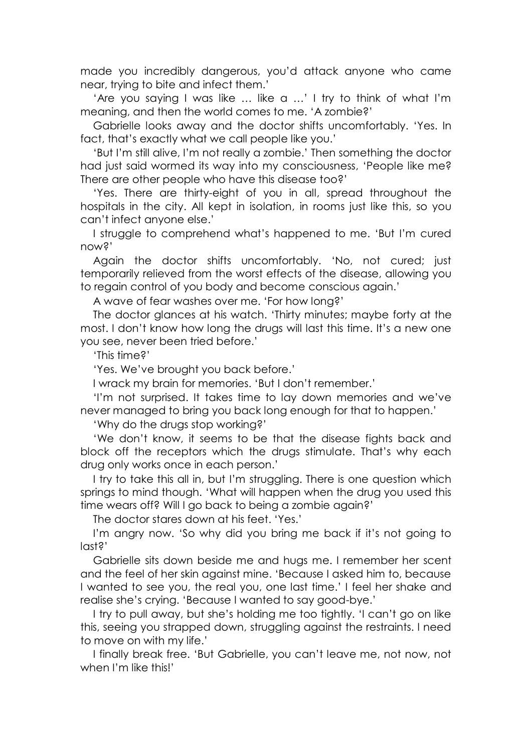made you incredibly dangerous, you'd attack anyone who came near, trying to bite and infect them.'

'Are you saying I was like … like a …' I try to think of what I'm meaning, and then the world comes to me. 'A zombie?'

Gabrielle looks away and the doctor shifts uncomfortably. 'Yes. In fact, that's exactly what we call people like you.'

'But I'm still alive, I'm not really a zombie.' Then something the doctor had just said wormed its way into my consciousness, 'People like me? There are other people who have this disease too?'

'Yes. There are thirty-eight of you in all, spread throughout the hospitals in the city. All kept in isolation, in rooms just like this, so you can't infect anyone else.'

I struggle to comprehend what's happened to me. 'But I'm cured now?'

Again the doctor shifts uncomfortably. 'No, not cured; just temporarily relieved from the worst effects of the disease, allowing you to regain control of you body and become conscious again.'

A wave of fear washes over me. 'For how long?'

The doctor glances at his watch. 'Thirty minutes; maybe forty at the most. I don't know how long the drugs will last this time. It's a new one you see, never been tried before.'

'This time?'

'Yes. We've brought you back before.'

I wrack my brain for memories. 'But I don't remember.'

'I'm not surprised. It takes time to lay down memories and we've never managed to bring you back long enough for that to happen.'

'Why do the drugs stop working?'

'We don't know, it seems to be that the disease fights back and block off the receptors which the drugs stimulate. That's why each drug only works once in each person.'

I try to take this all in, but I'm struggling. There is one question which springs to mind though. 'What will happen when the drug you used this time wears off? Will I go back to being a zombie again?'

The doctor stares down at his feet. 'Yes.'

I'm angry now. 'So why did you bring me back if it's not going to last?'

Gabrielle sits down beside me and hugs me. I remember her scent and the feel of her skin against mine. 'Because I asked him to, because I wanted to see you, the real you, one last time.' I feel her shake and realise she's crying. 'Because I wanted to say good-bye.'

I try to pull away, but she's holding me too tightly. 'I can't go on like this, seeing you strapped down, struggling against the restraints. I need to move on with my life.'

I finally break free. 'But Gabrielle, you can't leave me, not now, not when I'm like this!'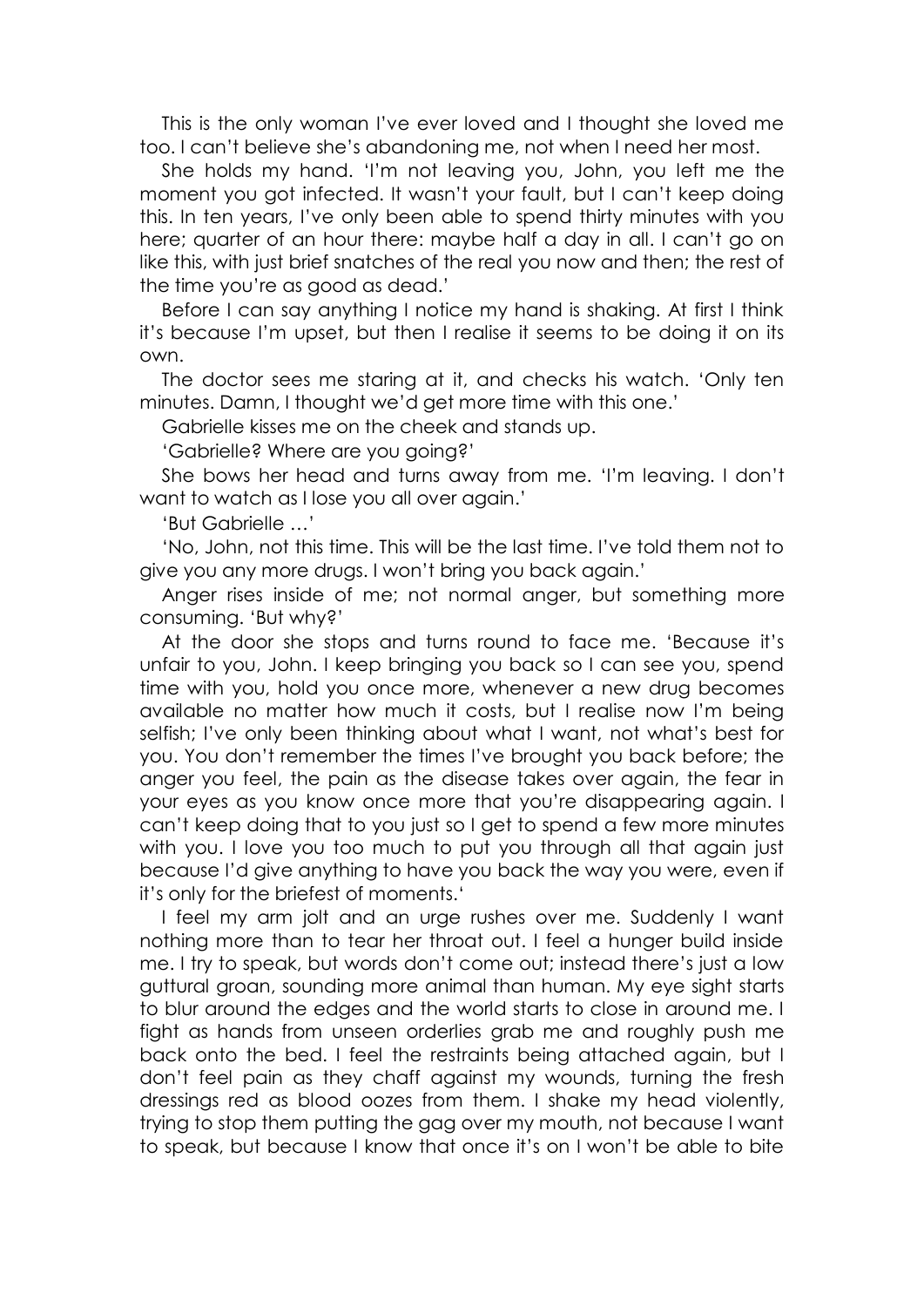This is the only woman I've ever loved and I thought she loved me too. I can't believe she's abandoning me, not when I need her most.

She holds my hand. 'I'm not leaving you, John, you left me the moment you got infected. It wasn't your fault, but I can't keep doing this. In ten years, I've only been able to spend thirty minutes with you here; quarter of an hour there: maybe half a day in all. I can't go on like this, with just brief snatches of the real you now and then; the rest of the time you're as good as dead.'

Before I can say anything I notice my hand is shaking. At first I think it's because I'm upset, but then I realise it seems to be doing it on its own.

The doctor sees me staring at it, and checks his watch. 'Only ten minutes. Damn, I thought we'd get more time with this one.'

Gabrielle kisses me on the cheek and stands up.

'Gabrielle? Where are you going?'

She bows her head and turns away from me. 'I'm leaving. I don't want to watch as I lose you all over again.'

'But Gabrielle …'

'No, John, not this time. This will be the last time. I've told them not to give you any more drugs. I won't bring you back again.'

Anger rises inside of me; not normal anger, but something more consuming. 'But why?'

At the door she stops and turns round to face me. 'Because it's unfair to you, John. I keep bringing you back so I can see you, spend time with you, hold you once more, whenever a new drug becomes available no matter how much it costs, but I realise now I'm being selfish; I've only been thinking about what I want, not what's best for you. You don't remember the times I've brought you back before; the anger you feel, the pain as the disease takes over again, the fear in your eyes as you know once more that you're disappearing again. I can't keep doing that to you just so I get to spend a few more minutes with you. I love you too much to put you through all that again just because I'd give anything to have you back the way you were, even if it's only for the briefest of moments.'

I feel my arm jolt and an urge rushes over me. Suddenly I want nothing more than to tear her throat out. I feel a hunger build inside me. I try to speak, but words don't come out; instead there's just a low guttural groan, sounding more animal than human. My eye sight starts to blur around the edges and the world starts to close in around me. I fight as hands from unseen orderlies grab me and roughly push me back onto the bed. I feel the restraints being attached again, but I don't feel pain as they chaff against my wounds, turning the fresh dressings red as blood oozes from them. I shake my head violently, trying to stop them putting the gag over my mouth, not because I want to speak, but because I know that once it's on I won't be able to bite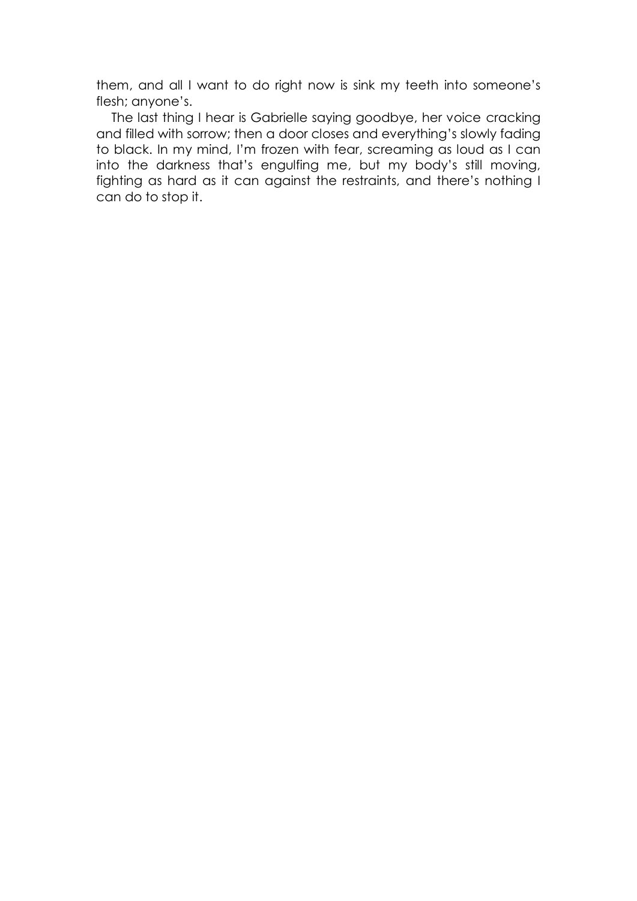them, and all I want to do right now is sink my teeth into someone's flesh; anyone's.

The last thing I hear is Gabrielle saying goodbye, her voice cracking and filled with sorrow; then a door closes and everything's slowly fading to black. In my mind, I'm frozen with fear, screaming as loud as I can into the darkness that's engulfing me, but my body's still moving, fighting as hard as it can against the restraints, and there's nothing I can do to stop it.